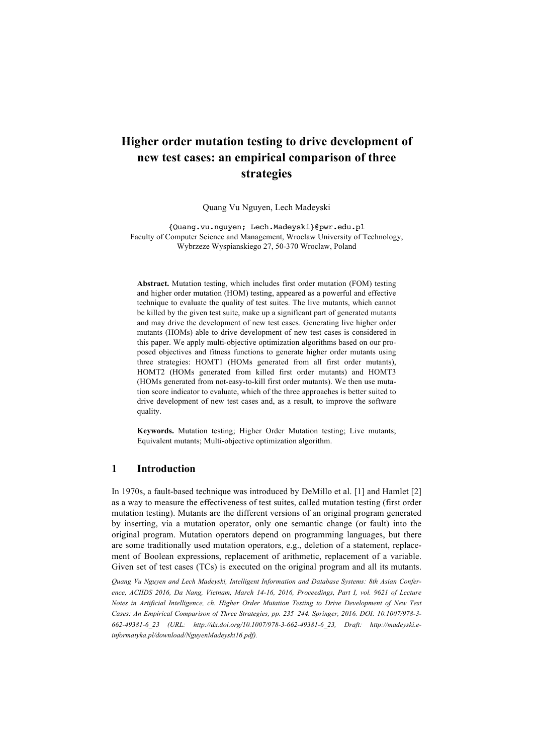# Higher order mutation testing to drive development of new test cases: an empirical comparison of three strategies

Quang Vu Nguyen, Lech Madeyski

{Quang.vu.nguyen; Lech.Madeyski}@pwr.edu.pl
Faculty of Computer Science and Management, Wroclaw University of Technology, Wybrzeze Wyspianskiego 27, 50-370 Wroclaw, Poland

**Abstract.** Mutation testing, which includes first order mutation (FOM) testing and higher order mutation (HOM) testing, appeared as a powerful and effective technique to evaluate the quality of test suites. The live mutants, which cannot be killed by the given test suite, make up a significant part of generated mutants and may drive the development of new test cases. Generating live higher order mutants (HOMs) able to drive development of new test cases is considered in this paper. We apply multi-objective optimization algorithms based on our proposed objectives and fitness functions to generate higher order mutants using three strategies: HOMT1 (HOMs generated from all first order mutants), HOMT2 (HOMs generated from killed first order mutants) and HOMT3 (HOMs generated from not-easy-to-kill first order mutants). We then use mutation score indicator to evaluate, which of the three approaches is better suited to drive development of new test cases and, as a result, to improve the software quality.

**Keywords.** Mutation testing; Higher Order Mutation testing; Live mutants; Equivalent mutants; Multi-objective optimization algorithm.

## 1 Introduction

In 1970s, a fault-based technique was introduced by DeMillo et al. [1] and Hamlet [2] as a way to measure the effectiveness of test suites, called mutation testing (first order mutation testing). Mutants are the different versions of an original program generated by inserting, via a mutation operator, only one semantic change (or fault) into the original program. Mutation operators depend on programming languages, but there are some traditionally used mutation operators, e.g., deletion of a statement, replacement of Boolean expressions, replacement of arithmetic, replacement of a variable. Given set of test cases (TCs) is executed on the original program and all its mutants.

*Quang Vu Nguyen and Lech Madeyski, Intelligent Information and Database Systems: 8th Asian Conference, ACIIDS 2016, Da Nang, Vietnam, March 14-16, 2016, Proceedings, Part I, vol. 9621 of Lecture Notes in Artificial Intelligence, ch. Higher Order Mutation Testing to Drive Development of New Test Cases: An Empirical Comparison of Three Strategies, pp. 235–244. Springer, 2016. DOI: 10.1007/978-3-662-49381-6_23 (URL: http://dx.doi.org/10.1007/978-3-662-49381-6_23, Draft: http://madeyski.e-informatyka.pl/download/NguyenMadeyski16.pdf).*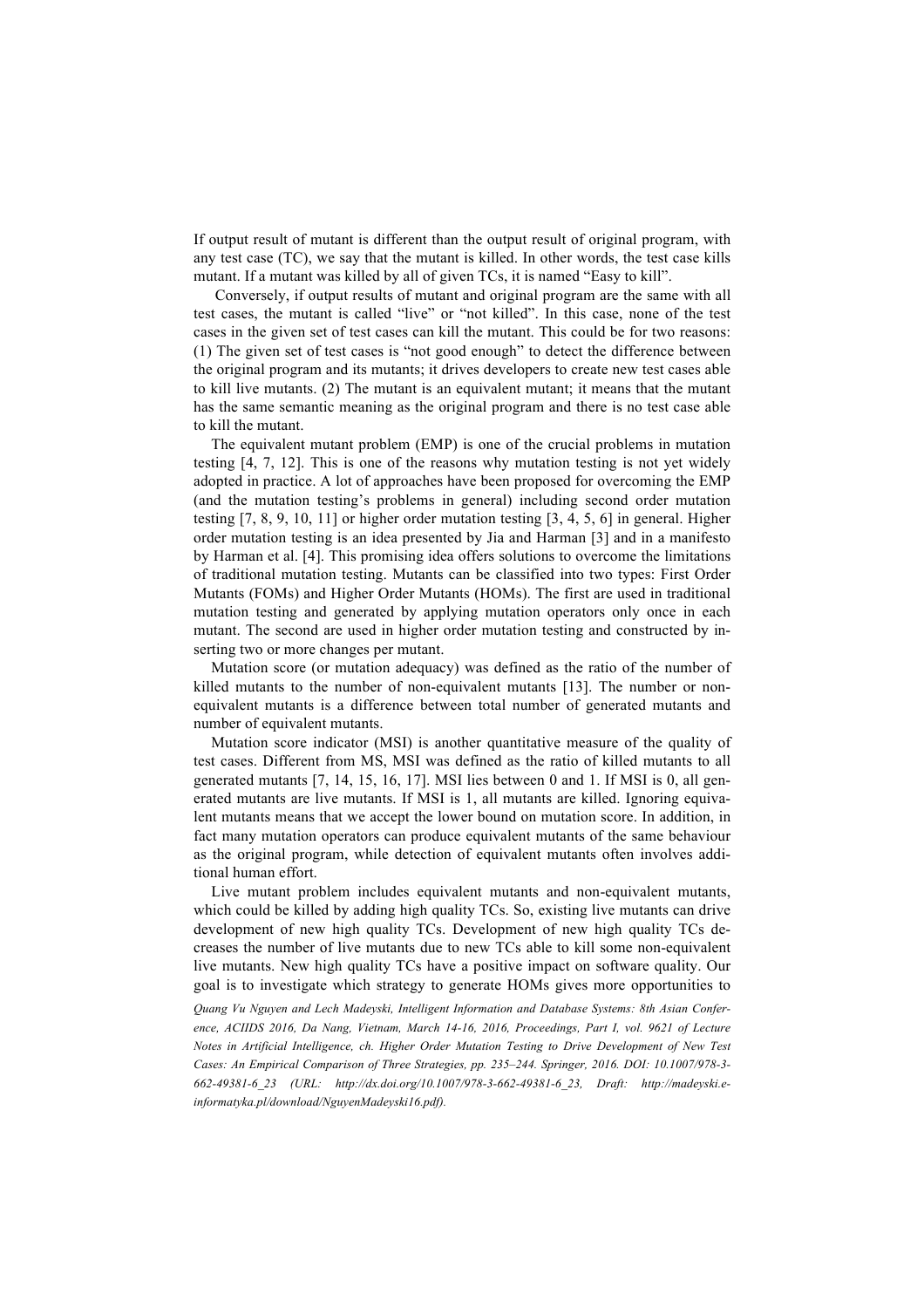If output result of mutant is different than the output result of original program, with any test case (TC), we say that the mutant is killed. In other words, the test case kills mutant. If a mutant was killed by all of given TCs, it is named "Easy to kill".

Conversely, if output results of mutant and original program are the same with all test cases, the mutant is called "live" or "not killed". In this case, none of the test cases in the given set of test cases can kill the mutant. This could be for two reasons: (1) The given set of test cases is "not good enough" to detect the difference between the original program and its mutants; it drives developers to create new test cases able to kill live mutants. (2) The mutant is an equivalent mutant; it means that the mutant has the same semantic meaning as the original program and there is no test case able to kill the mutant.

The equivalent mutant problem (EMP) is one of the crucial problems in mutation testing [4, 7, 12]. This is one of the reasons why mutation testing is not yet widely adopted in practice. A lot of approaches have been proposed for overcoming the EMP (and the mutation testing's problems in general) including second order mutation testing [7, 8, 9, 10, 11] or higher order mutation testing [3, 4, 5, 6] in general. Higher order mutation testing is an idea presented by Jia and Harman [3] and in a manifesto by Harman et al. [4]. This promising idea offers solutions to overcome the limitations of traditional mutation testing. Mutants can be classified into two types: First Order Mutants (FOMs) and Higher Order Mutants (HOMs). The first are used in traditional mutation testing and generated by applying mutation operators only once in each mutant. The second are used in higher order mutation testing and constructed by inserting two or more changes per mutant.

Mutation score (or mutation adequacy) was defined as the ratio of the number of killed mutants to the number of non-equivalent mutants [13]. The number or non-equivalent mutants is a difference between total number of generated mutants and number of equivalent mutants.

Mutation score indicator (MSI) is another quantitative measure of the quality of test cases. Different from MS, MSI was defined as the ratio of killed mutants to all generated mutants [7, 14, 15, 16, 17]. MSI lies between 0 and 1. If MSI is 0, all generated mutants are live mutants. If MSI is 1, all mutants are killed. Ignoring equivalent mutants means that we accept the lower bound on mutation score. In addition, in fact many mutation operators can produce equivalent mutants of the same behaviour as the original program, while detection of equivalent mutants often involves additional human effort.

Live mutant problem includes equivalent mutants and non-equivalent mutants, which could be killed by adding high quality TCs. So, existing live mutants can drive development of new high quality TCs. Development of new high quality TCs decreases the number of live mutants due to new TCs able to kill some non-equivalent live mutants. New high quality TCs have a positive impact on software quality. Our goal is to investigate which strategy to generate HOMs gives more opportunities to

*Quang Vu Nguyen and Lech Madeyski, Intelligent Information and Database Systems: 8th Asian Conference, ACIIDS 2016, Da Nang, Vietnam, March 14-16, 2016, Proceedings, Part I, vol. 9621 of Lecture Notes in Artificial Intelligence, ch. Higher Order Mutation Testing to Drive Development of New Test Cases: An Empirical Comparison of Three Strategies, pp. 235–244. Springer, 2016. DOI: 10.1007/978-3-662-49381-6_23 (URL: http://dx.doi.org/10.1007/978-3-662-49381-6_23, Draft: http://madeyski.e-informatyka.pl/download/NguyenMadeyski16.pdf).*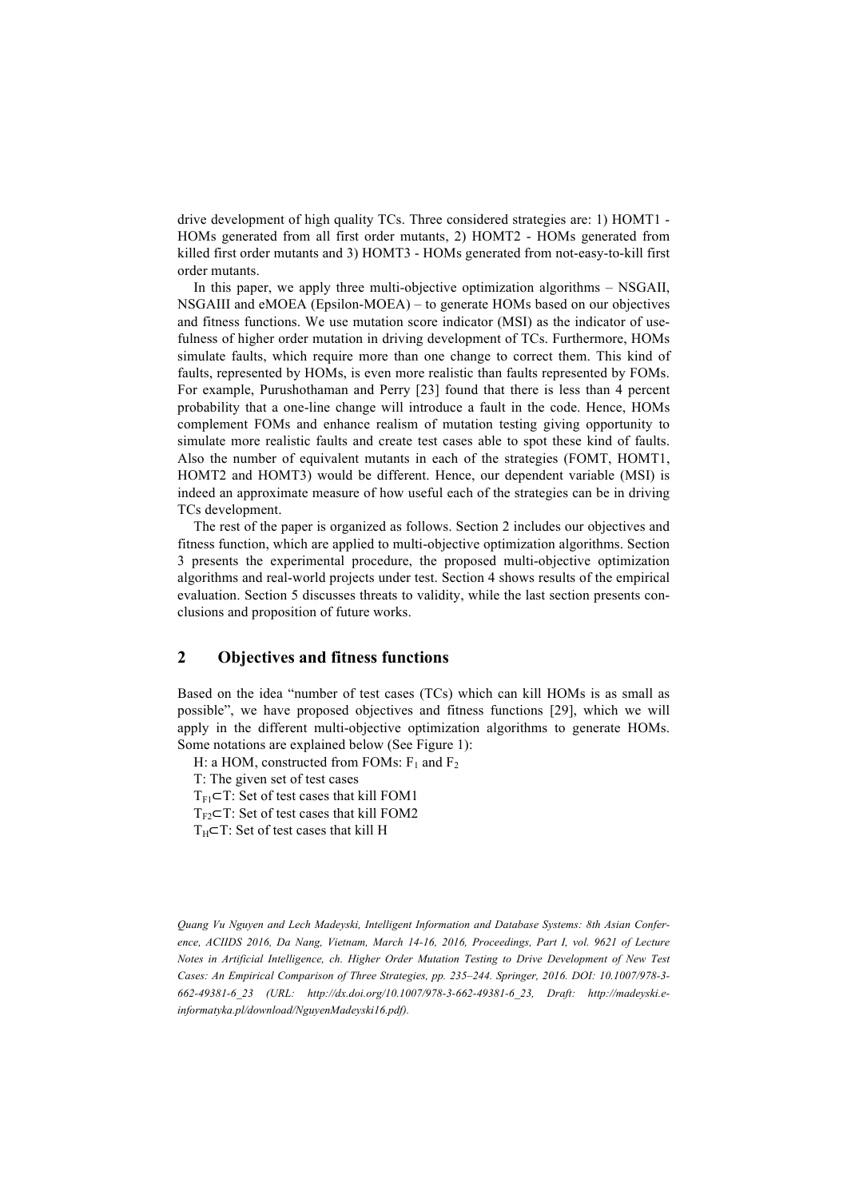drive development of high quality TCs. Three considered strategies are: 1) HOMT1 - HOMs generated from all first order mutants, 2) HOMT2 - HOMs generated from killed first order mutants and 3) HOMT3 - HOMs generated from not-easy-to-kill first order mutants.

In this paper, we apply three multi-objective optimization algorithms – NSGAII, NSGAIII and eMOEA (Epsilon-MOEA) – to generate HOMs based on our objectives and fitness functions. We use mutation score indicator (MSI) as the indicator of usefulness of higher order mutation in driving development of TCs. Furthermore, HOMs simulate faults, which require more than one change to correct them. This kind of faults, represented by HOMs, is even more realistic than faults represented by FOMs. For example, Purushothaman and Perry [23] found that there is less than 4 percent probability that a one-line change will introduce a fault in the code. Hence, HOMs complement FOMs and enhance realism of mutation testing giving opportunity to simulate more realistic faults and create test cases able to spot these kind of faults. Also the number of equivalent mutants in each of the strategies (FOMT, HOMT1, HOMT2 and HOMT3) would be different. Hence, our dependent variable (MSI) is indeed an approximate measure of how useful each of the strategies can be in driving TCs development.

The rest of the paper is organized as follows. Section 2 includes our objectives and fitness function, which are applied to multi-objective optimization algorithms. Section 3 presents the experimental procedure, the proposed multi-objective optimization algorithms and real-world projects under test. Section 4 shows results of the empirical evaluation. Section 5 discusses threats to validity, while the last section presents conclusions and proposition of future works.

## 2 Objectives and fitness functions

Based on the idea "number of test cases (TCs) which can kill HOMs is as small as possible", we have proposed objectives and fitness functions [29], which we will apply in the different multi-objective optimization algorithms to generate HOMs. Some notations are explained below (See Figure 1):

H: a HOM, constructed from FOMs: $F_1$ and $F_2$

T: The given set of test cases

$T_{F1} \subset T$: Set of test cases that kill FOM1

$T_{F2} \subset T$: Set of test cases that kill FOM2

$T_H \subset T$: Set of test cases that kill H

*Quang Vu Nguyen and Lech Madeyski, Intelligent Information and Database Systems: 8th Asian Conference, ACIIDS 2016, Da Nang, Vietnam, March 14-16, 2016, Proceedings, Part I, vol. 9621 of Lecture Notes in Artificial Intelligence, ch. Higher Order Mutation Testing to Drive Development of New Test Cases: An Empirical Comparison of Three Strategies, pp. 235–244. Springer, 2016. DOI: 10.1007/978-3-662-49381-6_23 (URL: http://dx.doi.org/10.1007/978-3-662-49381-6_23, Draft: http://madeyski.e-informatyka.pl/download/NguyenMadeyski16.pdf).*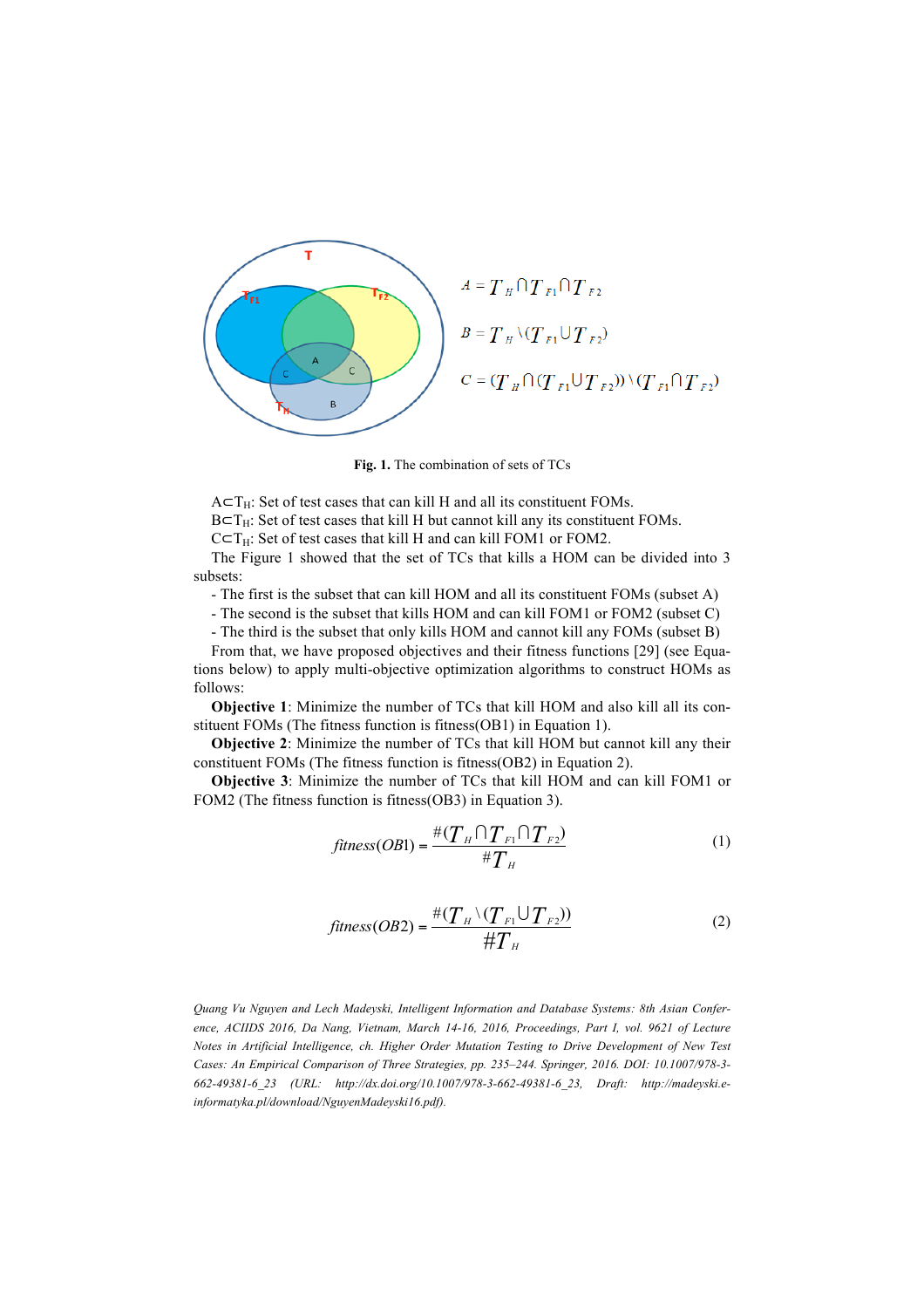$$A = T_H \cap T_{F1} \cap T_{F2}$$

$$B = T_H \setminus (T_{F1} \cup T_{F2})$$

$$C = (T_H \cap (T_{F1} \cup T_{F2})) \setminus (T_{F1} \cap T_{F2})$$

**Fig. 1.** The combination of sets of TCs

$A \subset T_H$: Set of test cases that can kill H and all its constituent FOMs.
$B \subset T_H$: Set of test cases that kill H but cannot kill any its constituent FOMs.
$C \subset T_H$: Set of test cases that kill H and can kill FOM1 or FOM2.

The Figure 1 showed that the set of TCs that kills a HOM can be divided into 3 subsets:

- The first is the subset that can kill HOM and all its constituent FOMs (subset A)
- The second is the subset that kills HOM and can kill FOM1 or FOM2 (subset C)
- The third is the subset that only kills HOM and cannot kill any FOMs (subset B)

From that, we have proposed objectives and their fitness functions [29] (see Equations below) to apply multi-objective optimization algorithms to construct HOMs as follows:

**Objective 1**: Minimize the number of TCs that kill HOM and also kill all its constituent FOMs (The fitness function is fitness(OB1) in Equation 1).

**Objective 2**: Minimize the number of TCs that kill HOM but cannot kill any their constituent FOMs (The fitness function is fitness(OB2) in Equation 2).

**Objective 3**: Minimize the number of TCs that kill HOM and can kill FOM1 or FOM2 (The fitness function is fitness(OB3) in Equation 3).

$$fitness(OB1) = \frac{\#(T_H \cap T_{F1} \cap T_{F2})}{\#T_H} \tag{1}$$

$$fitness(OB2) = \frac{\#(T_H \setminus (T_{F1} \cup T_{F2}))}{\#T_H} \tag{2}$$

*Quang Vu Nguyen and Lech Madeyski, Intelligent Information and Database Systems: 8th Asian Conference, ACIIDS 2016, Da Nang, Vietnam, March 14-16, 2016, Proceedings, Part I, vol. 9621 of Lecture Notes in Artificial Intelligence, ch. Higher Order Mutation Testing to Drive Development of New Test Cases: An Empirical Comparison of Three Strategies, pp. 235–244. Springer, 2016. DOI: 10.1007/978-3-662-49381-6_23 (URL: http://dx.doi.org/10.1007/978-3-662-49381-6_23, Draft: http://madeyski.e-informatyka.pl/download/NguyenMadeyski16.pdf).*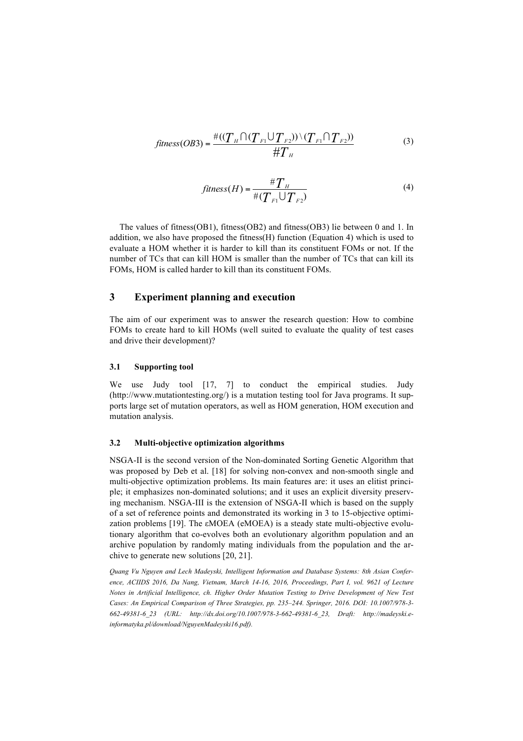$$fitness(OB3) = \frac{\#((T_H \cap (T_{F1} \cup T_{F2})) \setminus (T_{F1} \cap T_{F2}))}{\#T_H} \tag{3}$$

$$fitness(H) = \frac{\#T_H}{\#(T_{F1} \cup T_{F2})} \tag{4}$$

The values of fitness(OB1), fitness(OB2) and fitness(OB3) lie between 0 and 1. In addition, we also have proposed the fitness(H) function (Equation 4) which is used to evaluate a HOM whether it is harder to kill than its constituent FOMs or not. If the number of TCs that can kill HOM is smaller than the number of TCs that can kill its FOMs, HOM is called harder to kill than its constituent FOMs.

## 3 Experiment planning and execution

The aim of our experiment was to answer the research question: How to combine FOMs to create hard to kill HOMs (well suited to evaluate the quality of test cases and drive their development)?

### 3.1 Supporting tool

We use Judy tool [17, 7] to conduct the empirical studies. Judy (http://www.mutationtesting.org/) is a mutation testing tool for Java programs. It supports large set of mutation operators, as well as HOM generation, HOM execution and mutation analysis.

### 3.2 Multi-objective optimization algorithms

NSGA-II is the second version of the Non-dominated Sorting Genetic Algorithm that was proposed by Deb et al. [18] for solving non-convex and non-smooth single and multi-objective optimization problems. Its main features are: it uses an elitist principle; it emphasizes non-dominated solutions; and it uses an explicit diversity preserving mechanism. NSGA-III is the extension of NSGA-II which is based on the supply of a set of reference points and demonstrated its working in 3 to 15-objective optimization problems [19]. The εMOEA (eMOEA) is a steady state multi-objective evolutionary algorithm that co-evolves both an evolutionary algorithm population and an archive population by randomly mating individuals from the population and the archive to generate new solutions [20, 21].

*Quang Vu Nguyen and Lech Madeyski, Intelligent Information and Database Systems: 8th Asian Conference, ACIIDS 2016, Da Nang, Vietnam, March 14-16, 2016, Proceedings, Part I, vol. 9621 of Lecture Notes in Artificial Intelligence, ch. Higher Order Mutation Testing to Drive Development of New Test Cases: An Empirical Comparison of Three Strategies, pp. 235–244. Springer, 2016. DOI: 10.1007/978-3-662-49381-6_23 (URL: http://dx.doi.org/10.1007/978-3-662-49381-6_23, Draft: http://madeyski.e-informatyka.pl/download/NguyenMadeyski16.pdf).*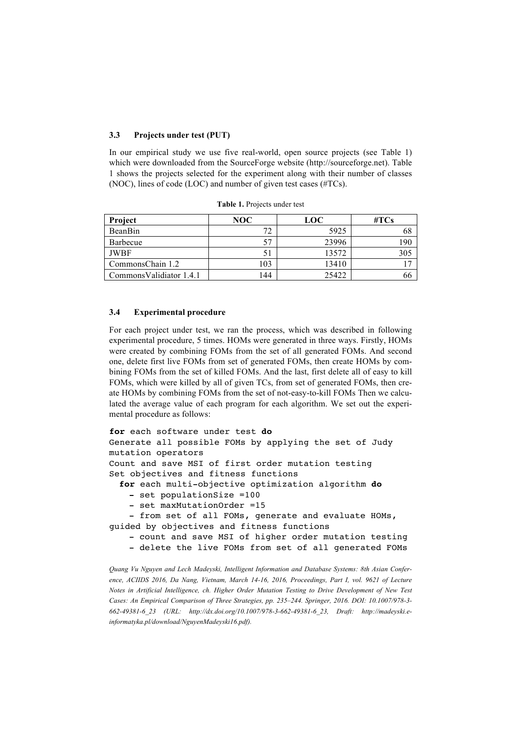### 3.3 Projects under test (PUT)

In our empirical study we use five real-world, open source projects (see Table 1) which were downloaded from the SourceForge website (http://sourceforge.net). Table 1 shows the projects selected for the experiment along with their number of classes (NOC), lines of code (LOC) and number of given test cases (#TCs).

**Table 1.** Projects under test

| Project | NOC | LOC | #TCs |
|---|---|---|---|
| BeanBin | 72 | 5925 | 68 |
| Barbecue | 57 | 23996 | 190 |
| JWBF | 51 | 13572 | 305 |
| CommonsChain 1.2 | 103 | 13410 | 17 |
| CommonsValidiator 1.4.1 | 144 | 25422 | 66 |

### 3.4 Experimental procedure

For each project under test, we ran the process, which was described in following experimental procedure, 5 times. HOMs were generated in three ways. Firstly, HOMs were created by combining FOMs from the set of all generated FOMs. And second one, delete first live FOMs from set of generated FOMs, then create HOMs by combining FOMs from the set of killed FOMs. And the last, first delete all of easy to kill FOMs, which were killed by all of given TCs, from set of generated FOMs, then create HOMs by combining FOMs from the set of not-easy-to-kill FOMs Then we calculated the average value of each program for each algorithm. We set out the experimental procedure as follows:

```
for each software under test do
Generate all possible FOMs by applying the set of Judy
mutation operators
Count and save MSI of first order mutation testing
Set objectives and fitness functions
  for each multi-objective optimization algorithm do
    - set populationSize =100
    - set maxMutationOrder =15
    - from set of all FOMs, generate and evaluate HOMs,
guided by objectives and fitness functions
    - count and save MSI of higher order mutation testing
    - delete the live FOMs from set of all generated FOMs
```

*Quang Vu Nguyen and Lech Madeyski, Intelligent Information and Database Systems: 8th Asian Conference, ACIIDS 2016, Da Nang, Vietnam, March 14-16, 2016, Proceedings, Part I, vol. 9621 of Lecture Notes in Artificial Intelligence, ch. Higher Order Mutation Testing to Drive Development of New Test Cases: An Empirical Comparison of Three Strategies, pp. 235–244. Springer, 2016. DOI: 10.1007/978-3-662-49381-6_23 (URL: http://dx.doi.org/10.1007/978-3-662-49381-6_23, Draft: http://madeyski.e-informatyka.pl/download/NguyenMadeyski16.pdf).*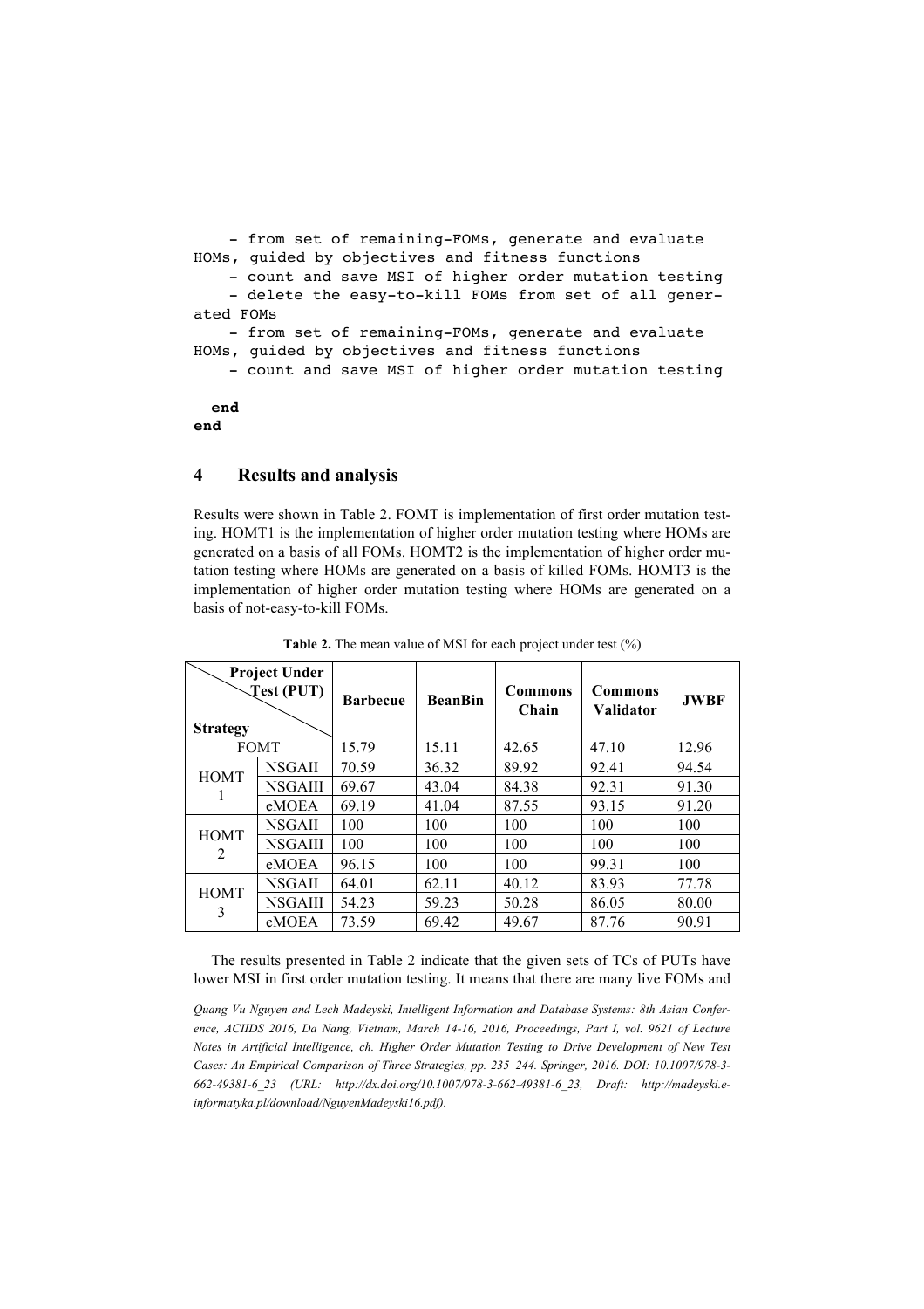```
    - from set of remaining-FOMs, generate and evaluate
HOMs, guided by objectives and fitness functions
    - count and save MSI of higher order mutation testing
    - delete the easy-to-kill FOMs from set of all gener-
ated FOMs
    - from set of remaining-FOMs, generate and evaluate
HOMs, guided by objectives and fitness functions
    - count and save MSI of higher order mutation testing

  end
end
```

## 4 Results and analysis

Results were shown in Table 2. FOMT is implementation of first order mutation testing. HOMT1 is the implementation of higher order mutation testing where HOMs are generated on a basis of all FOMs. HOMT2 is the implementation of higher order mutation testing where HOMs are generated on a basis of killed FOMs. HOMT3 is the implementation of higher order mutation testing where HOMs are generated on a basis of not-easy-to-kill FOMs.

**Table 2.** The mean value of MSI for each project under test (%)

| Strategy \ Project Under Test (PUT) | | Barbecue | BeanBin | Commons Chain | Commons Validator | JWBF |
|---|---|---|---|---|---|---|
| FOMT | | 15.79 | 15.11 | 42.65 | 47.10 | 12.96 |
| HOMT 1 | NSGAII | 70.59 | 36.32 | 89.92 | 92.41 | 94.54 |
| | NSGAIII | 69.67 | 43.04 | 84.38 | 92.31 | 91.30 |
| | eMOEA | 69.19 | 41.04 | 87.55 | 93.15 | 91.20 |
| HOMT 2 | NSGAII | 100 | 100 | 100 | 100 | 100 |
| | NSGAIII | 100 | 100 | 100 | 100 | 100 |
| | eMOEA | 96.15 | 100 | 100 | 99.31 | 100 |
| HOMT 3 | NSGAII | 64.01 | 62.11 | 40.12 | 83.93 | 77.78 |
| | NSGAIII | 54.23 | 59.23 | 50.28 | 86.05 | 80.00 |
| | eMOEA | 73.59 | 69.42 | 49.67 | 87.76 | 90.91 |

The results presented in Table 2 indicate that the given sets of TCs of PUTs have lower MSI in first order mutation testing. It means that there are many live FOMs and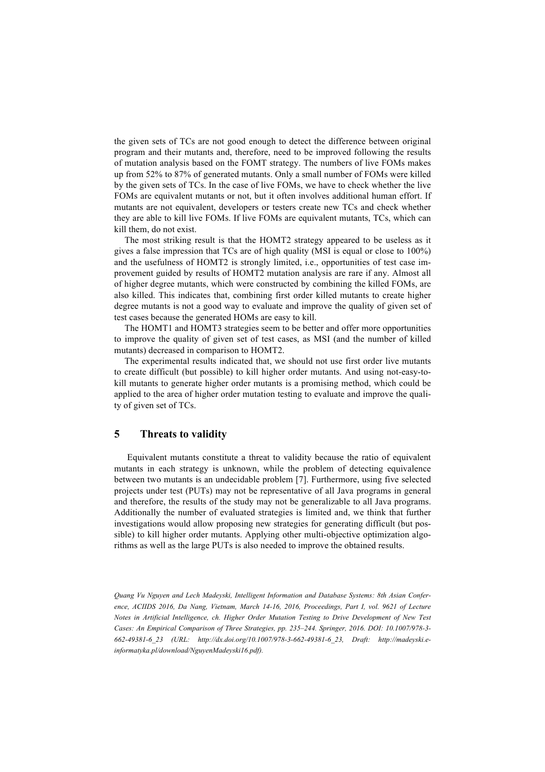the given sets of TCs are not good enough to detect the difference between original program and their mutants and, therefore, need to be improved following the results of mutation analysis based on the FOMT strategy. The numbers of live FOMs makes up from 52% to 87% of generated mutants. Only a small number of FOMs were killed by the given sets of TCs. In the case of live FOMs, we have to check whether the live FOMs are equivalent mutants or not, but it often involves additional human effort. If mutants are not equivalent, developers or testers create new TCs and check whether they are able to kill live FOMs. If live FOMs are equivalent mutants, TCs, which can kill them, do not exist.

The most striking result is that the HOMT2 strategy appeared to be useless as it gives a false impression that TCs are of high quality (MSI is equal or close to 100%) and the usefulness of HOMT2 is strongly limited, i.e., opportunities of test case improvement guided by results of HOMT2 mutation analysis are rare if any. Almost all of higher degree mutants, which were constructed by combining the killed FOMs, are also killed. This indicates that, combining first order killed mutants to create higher degree mutants is not a good way to evaluate and improve the quality of given set of test cases because the generated HOMs are easy to kill.

The HOMT1 and HOMT3 strategies seem to be better and offer more opportunities to improve the quality of given set of test cases, as MSI (and the number of killed mutants) decreased in comparison to HOMT2.

The experimental results indicated that, we should not use first order live mutants to create difficult (but possible) to kill higher order mutants. And using not-easy-to-kill mutants to generate higher order mutants is a promising method, which could be applied to the area of higher order mutation testing to evaluate and improve the quality of given set of TCs.

## 5 Threats to validity

Equivalent mutants constitute a threat to validity because the ratio of equivalent mutants in each strategy is unknown, while the problem of detecting equivalence between two mutants is an undecidable problem [7]. Furthermore, using five selected projects under test (PUTs) may not be representative of all Java programs in general and therefore, the results of the study may not be generalizable to all Java programs. Additionally the number of evaluated strategies is limited and, we think that further investigations would allow proposing new strategies for generating difficult (but possible) to kill higher order mutants. Applying other multi-objective optimization algorithms as well as the large PUTs is also needed to improve the obtained results.

*Quang Vu Nguyen and Lech Madeyski, Intelligent Information and Database Systems: 8th Asian Conference, ACIIDS 2016, Da Nang, Vietnam, March 14-16, 2016, Proceedings, Part I, vol. 9621 of Lecture Notes in Artificial Intelligence, ch. Higher Order Mutation Testing to Drive Development of New Test Cases: An Empirical Comparison of Three Strategies, pp. 235–244. Springer, 2016. DOI: 10.1007/978-3-662-49381-6_23 (URL: http://dx.doi.org/10.1007/978-3-662-49381-6_23, Draft: http://madeyski.e-informatyka.pl/download/NguyenMadeyski16.pdf).*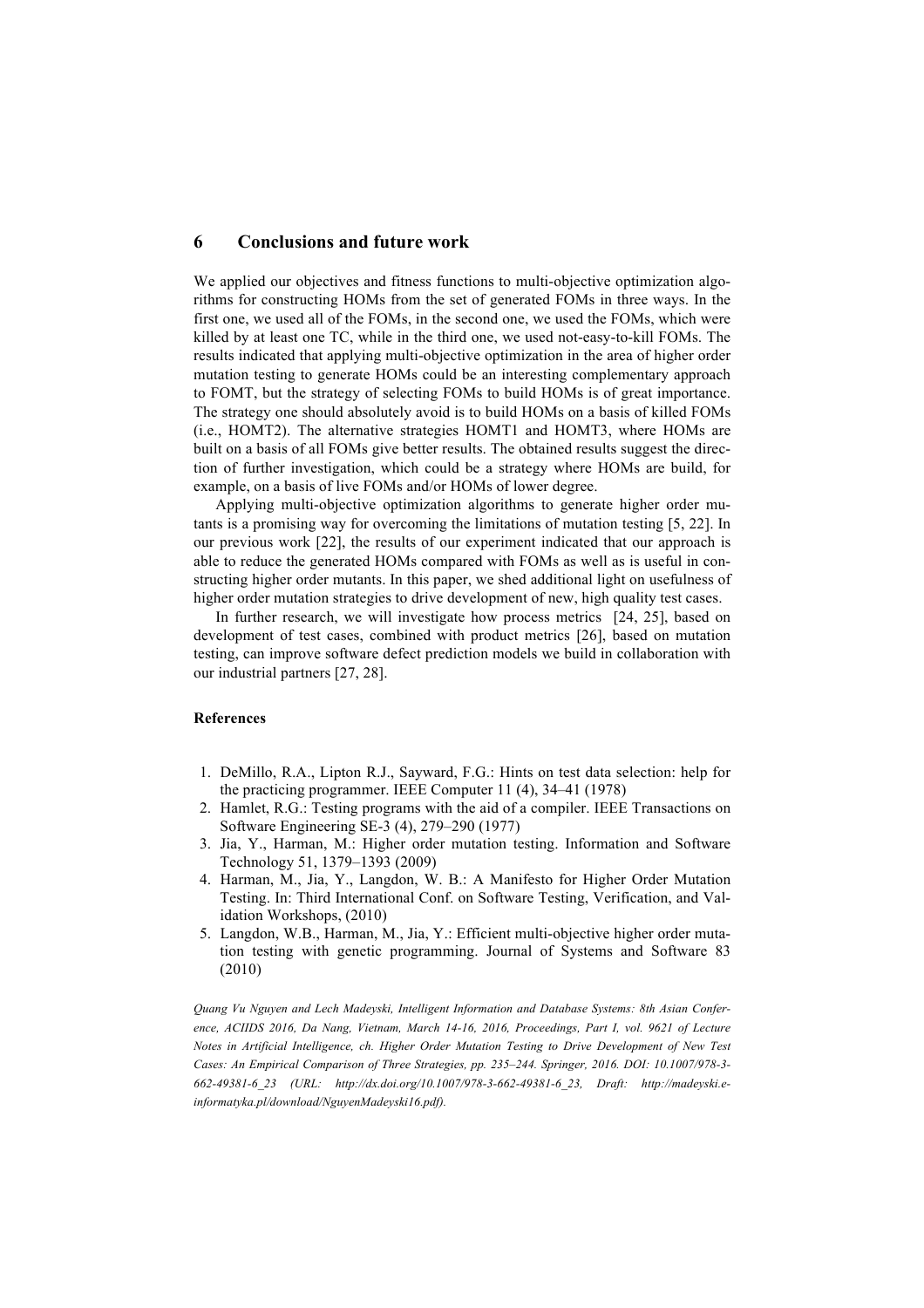## 6 Conclusions and future work

We applied our objectives and fitness functions to multi-objective optimization algorithms for constructing HOMs from the set of generated FOMs in three ways. In the first one, we used all of the FOMs, in the second one, we used the FOMs, which were killed by at least one TC, while in the third one, we used not-easy-to-kill FOMs. The results indicated that applying multi-objective optimization in the area of higher order mutation testing to generate HOMs could be an interesting complementary approach to FOMT, but the strategy of selecting FOMs to build HOMs is of great importance. The strategy one should absolutely avoid is to build HOMs on a basis of killed FOMs (i.e., HOMT2). The alternative strategies HOMT1 and HOMT3, where HOMs are built on a basis of all FOMs give better results. The obtained results suggest the direction of further investigation, which could be a strategy where HOMs are build, for example, on a basis of live FOMs and/or HOMs of lower degree.

Applying multi-objective optimization algorithms to generate higher order mutants is a promising way for overcoming the limitations of mutation testing [5, 22]. In our previous work [22], the results of our experiment indicated that our approach is able to reduce the generated HOMs compared with FOMs as well as is useful in constructing higher order mutants. In this paper, we shed additional light on usefulness of higher order mutation strategies to drive development of new, high quality test cases.

In further research, we will investigate how process metrics [24, 25], based on development of test cases, combined with product metrics [26], based on mutation testing, can improve software defect prediction models we build in collaboration with our industrial partners [27, 28].

#### References

1. DeMillo, R.A., Lipton R.J., Sayward, F.G.: Hints on test data selection: help for the practicing programmer. IEEE Computer 11 (4), 34–41 (1978)
2. Hamlet, R.G.: Testing programs with the aid of a compiler. IEEE Transactions on Software Engineering SE-3 (4), 279–290 (1977)
3. Jia, Y., Harman, M.: Higher order mutation testing. Information and Software Technology 51, 1379–1393 (2009)
4. Harman, M., Jia, Y., Langdon, W. B.: A Manifesto for Higher Order Mutation Testing. In: Third International Conf. on Software Testing, Verification, and Validation Workshops, (2010)
5. Langdon, W.B., Harman, M., Jia, Y.: Efficient multi-objective higher order mutation testing with genetic programming. Journal of Systems and Software 83 (2010)

*Quang Vu Nguyen and Lech Madeyski, Intelligent Information and Database Systems: 8th Asian Conference, ACIIDS 2016, Da Nang, Vietnam, March 14-16, 2016, Proceedings, Part I, vol. 9621 of Lecture Notes in Artificial Intelligence, ch. Higher Order Mutation Testing to Drive Development of New Test Cases: An Empirical Comparison of Three Strategies, pp. 235–244. Springer, 2016. DOI: 10.1007/978-3-662-49381-6_23 (URL: http://dx.doi.org/10.1007/978-3-662-49381-6_23, Draft: http://madeyski.e-informatyka.pl/download/NguyenMadeyski16.pdf).*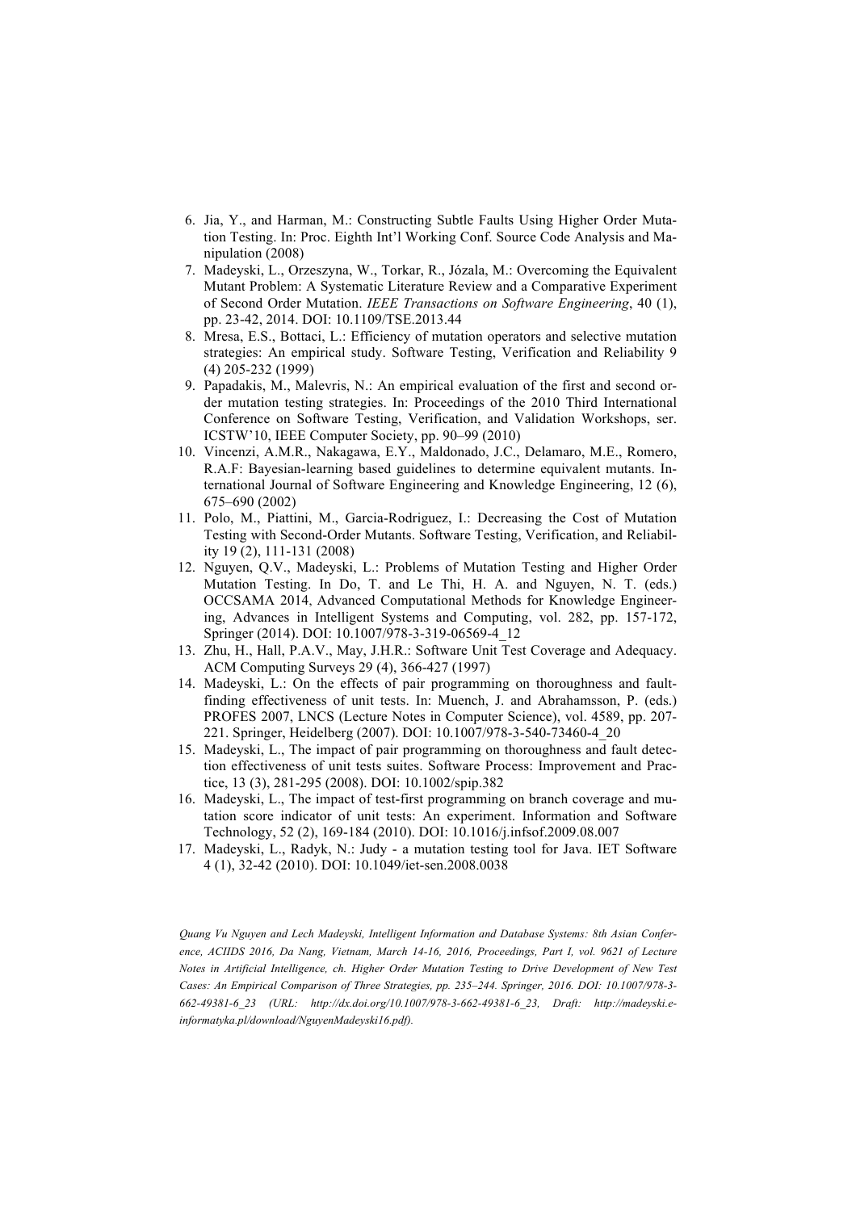6. Jia, Y., and Harman, M.: Constructing Subtle Faults Using Higher Order Mutation Testing. In: Proc. Eighth Int'l Working Conf. Source Code Analysis and Manipulation (2008)
7. Madeyski, L., Orzeszyna, W., Torkar, R., Józala, M.: Overcoming the Equivalent Mutant Problem: A Systematic Literature Review and a Comparative Experiment of Second Order Mutation. *IEEE Transactions on Software Engineering*, 40 (1), pp. 23-42, 2014. DOI: 10.1109/TSE.2013.44
8. Mresa, E.S., Bottaci, L.: Efficiency of mutation operators and selective mutation strategies: An empirical study. Software Testing, Verification and Reliability 9 (4) 205-232 (1999)
9. Papadakis, M., Malevris, N.: An empirical evaluation of the first and second order mutation testing strategies. In: Proceedings of the 2010 Third International Conference on Software Testing, Verification, and Validation Workshops, ser. ICSTW'10, IEEE Computer Society, pp. 90–99 (2010)
10. Vincenzi, A.M.R., Nakagawa, E.Y., Maldonado, J.C., Delamaro, M.E., Romero, R.A.F: Bayesian-learning based guidelines to determine equivalent mutants. International Journal of Software Engineering and Knowledge Engineering, 12 (6), 675–690 (2002)
11. Polo, M., Piattini, M., Garcia-Rodriguez, I.: Decreasing the Cost of Mutation Testing with Second-Order Mutants. Software Testing, Verification, and Reliability 19 (2), 111-131 (2008)
12. Nguyen, Q.V., Madeyski, L.: Problems of Mutation Testing and Higher Order Mutation Testing. In Do, T. and Le Thi, H. A. and Nguyen, N. T. (eds.) OCCSAMA 2014, Advanced Computational Methods for Knowledge Engineering, Advances in Intelligent Systems and Computing, vol. 282, pp. 157-172, Springer (2014). DOI: 10.1007/978-3-319-06569-4_12
13. Zhu, H., Hall, P.A.V., May, J.H.R.: Software Unit Test Coverage and Adequacy. ACM Computing Surveys 29 (4), 366-427 (1997)
14. Madeyski, L.: On the effects of pair programming on thoroughness and fault-finding effectiveness of unit tests. In: Muench, J. and Abrahamsson, P. (eds.) PROFES 2007, LNCS (Lecture Notes in Computer Science), vol. 4589, pp. 207-221. Springer, Heidelberg (2007). DOI: 10.1007/978-3-540-73460-4_20
15. Madeyski, L., The impact of pair programming on thoroughness and fault detection effectiveness of unit tests suites. Software Process: Improvement and Practice, 13 (3), 281-295 (2008). DOI: 10.1002/spip.382
16. Madeyski, L., The impact of test-first programming on branch coverage and mutation score indicator of unit tests: An experiment. Information and Software Technology, 52 (2), 169-184 (2010). DOI: 10.1016/j.infsof.2009.08.007
17. Madeyski, L., Radyk, N.: Judy - a mutation testing tool for Java. IET Software 4 (1), 32-42 (2010). DOI: 10.1049/iet-sen.2008.0038

*Quang Vu Nguyen and Lech Madeyski, Intelligent Information and Database Systems: 8th Asian Conference, ACIIDS 2016, Da Nang, Vietnam, March 14-16, 2016, Proceedings, Part I, vol. 9621 of Lecture Notes in Artificial Intelligence, ch. Higher Order Mutation Testing to Drive Development of New Test Cases: An Empirical Comparison of Three Strategies, pp. 235–244. Springer, 2016. DOI: 10.1007/978-3-662-49381-6_23 (URL: http://dx.doi.org/10.1007/978-3-662-49381-6_23, Draft: http://madeyski.e-informatyka.pl/download/NguyenMadeyski16.pdf).*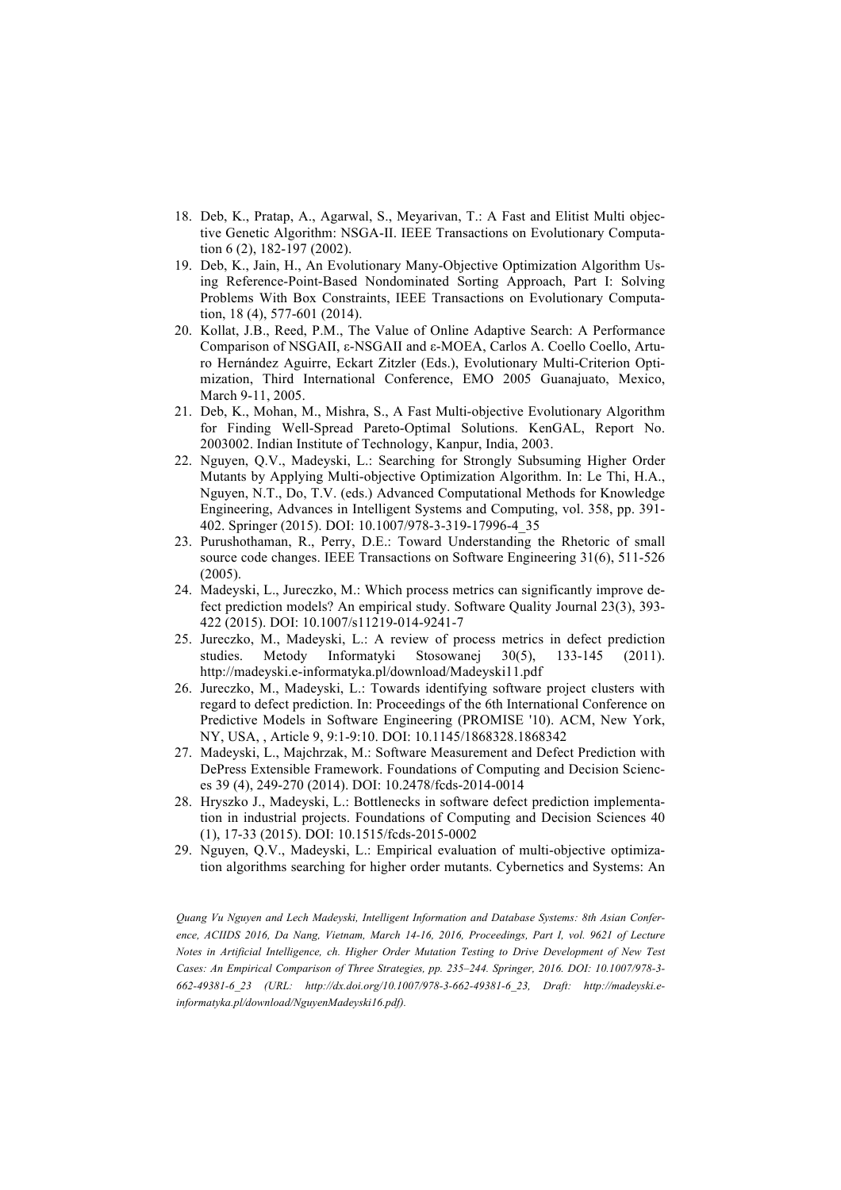18. Deb, K., Pratap, A., Agarwal, S., Meyarivan, T.: A Fast and Elitist Multi objective Genetic Algorithm: NSGA-II. IEEE Transactions on Evolutionary Computation 6 (2), 182-197 (2002).
19. Deb, K., Jain, H., An Evolutionary Many-Objective Optimization Algorithm Using Reference-Point-Based Nondominated Sorting Approach, Part I: Solving Problems With Box Constraints, IEEE Transactions on Evolutionary Computation, 18 (4), 577-601 (2014).
20. Kollat, J.B., Reed, P.M., The Value of Online Adaptive Search: A Performance Comparison of NSGAII, ε-NSGAII and ε-MOEA, Carlos A. Coello Coello, Arturo Hernández Aguirre, Eckart Zitzler (Eds.), Evolutionary Multi-Criterion Optimization, Third International Conference, EMO 2005 Guanajuato, Mexico, March 9-11, 2005.
21. Deb, K., Mohan, M., Mishra, S., A Fast Multi-objective Evolutionary Algorithm for Finding Well-Spread Pareto-Optimal Solutions. KenGAL, Report No. 2003002. Indian Institute of Technology, Kanpur, India, 2003.
22. Nguyen, Q.V., Madeyski, L.: Searching for Strongly Subsuming Higher Order Mutants by Applying Multi-objective Optimization Algorithm. In: Le Thi, H.A., Nguyen, N.T., Do, T.V. (eds.) Advanced Computational Methods for Knowledge Engineering, Advances in Intelligent Systems and Computing, vol. 358, pp. 391-402. Springer (2015). DOI: 10.1007/978-3-319-17996-4_35
23. Purushothaman, R., Perry, D.E.: Toward Understanding the Rhetoric of small source code changes. IEEE Transactions on Software Engineering 31(6), 511-526 (2005).
24. Madeyski, L., Jureczko, M.: Which process metrics can significantly improve defect prediction models? An empirical study. Software Quality Journal 23(3), 393-422 (2015). DOI: 10.1007/s11219-014-9241-7
25. Jureczko, M., Madeyski, L.: A review of process metrics in defect prediction studies. Metody Informatyki Stosowanej 30(5), 133-145 (2011). http://madeyski.e-informatyka.pl/download/Madeyski11.pdf
26. Jureczko, M., Madeyski, L.: Towards identifying software project clusters with regard to defect prediction. In: Proceedings of the 6th International Conference on Predictive Models in Software Engineering (PROMISE '10). ACM, New York, NY, USA, , Article 9, 9:1-9:10. DOI: 10.1145/1868328.1868342
27. Madeyski, L., Majchrzak, M.: Software Measurement and Defect Prediction with DePress Extensible Framework. Foundations of Computing and Decision Sciences 39 (4), 249-270 (2014). DOI: 10.2478/fcds-2014-0014
28. Hryszko J., Madeyski, L.: Bottlenecks in software defect prediction implementation in industrial projects. Foundations of Computing and Decision Sciences 40 (1), 17-33 (2015). DOI: 10.1515/fcds-2015-0002
29. Nguyen, Q.V., Madeyski, L.: Empirical evaluation of multi-objective optimization algorithms searching for higher order mutants. Cybernetics and Systems: An

*Quang Vu Nguyen and Lech Madeyski, Intelligent Information and Database Systems: 8th Asian Conference, ACIIDS 2016, Da Nang, Vietnam, March 14-16, 2016, Proceedings, Part I, vol. 9621 of Lecture Notes in Artificial Intelligence, ch. Higher Order Mutation Testing to Drive Development of New Test Cases: An Empirical Comparison of Three Strategies, pp. 235–244. Springer, 2016. DOI: 10.1007/978-3-662-49381-6_23 (URL: http://dx.doi.org/10.1007/978-3-662-49381-6_23, Draft: http://madeyski.e-informatyka.pl/download/NguyenMadeyski16.pdf).*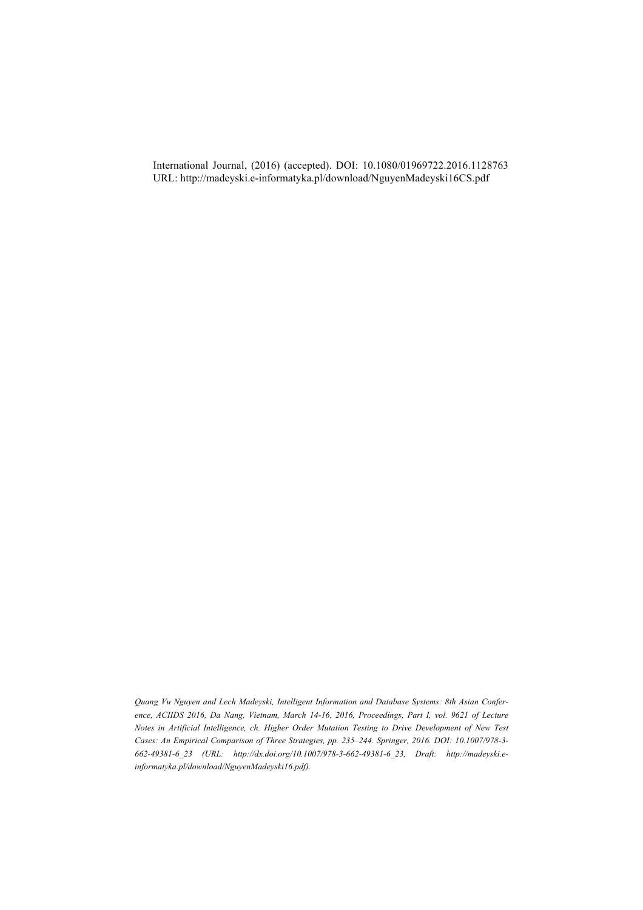International Journal, (2016) (accepted). DOI: 10.1080/01969722.2016.1128763
URL: http://madeyski.e-informatyka.pl/download/NguyenMadeyski16CS.pdf

*Quang Vu Nguyen and Lech Madeyski, Intelligent Information and Database Systems: 8th Asian Conference, ACIIDS 2016, Da Nang, Vietnam, March 14-16, 2016, Proceedings, Part I, vol. 9621 of Lecture Notes in Artificial Intelligence, ch. Higher Order Mutation Testing to Drive Development of New Test Cases: An Empirical Comparison of Three Strategies, pp. 235–244. Springer, 2016. DOI: 10.1007/978-3-662-49381-6_23 (URL: http://dx.doi.org/10.1007/978-3-662-49381-6_23, Draft: http://madeyski.e-informatyka.pl/download/NguyenMadeyski16.pdf).*